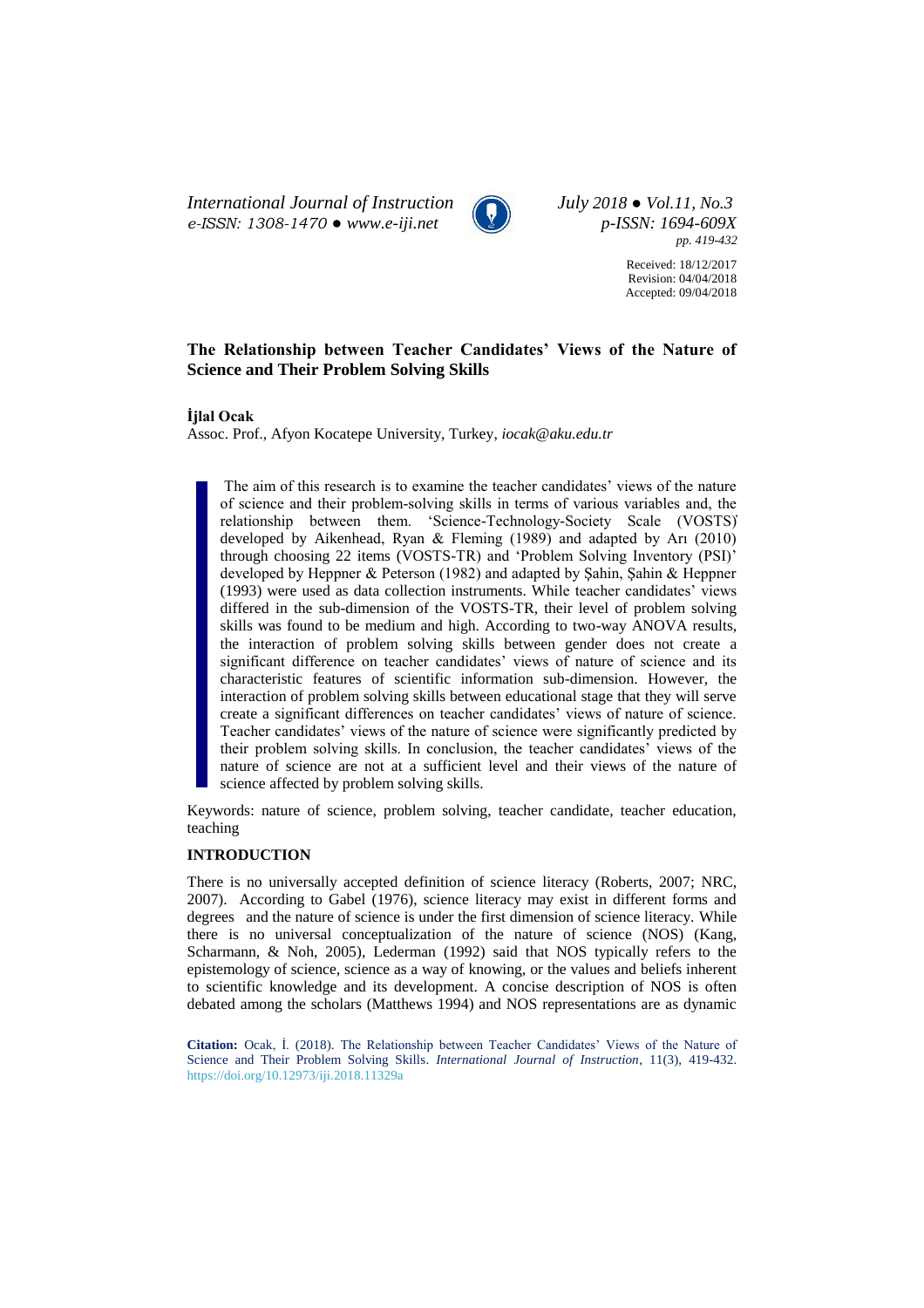# The Relationship between Teacher Candidates' Views of the Nature of Science and Their Problem Solving Skills

**İjlal Ocak**

Assoc. Prof., Afyon Kocatepe University, Turkey, *iocak@aku.edu.tr*

The aim of this research is to examine the teacher candidates' views of the nature of science and their problem-solving skills in terms of various variables and, the relationship between them. 'Science-Technology-Society Scale (VOSTS)' developed by Aikenhead, Ryan & Fleming (1989) and adapted by Arı (2010) through choosing 22 items (VOSTS-TR) and 'Problem Solving Inventory (PSI)' developed by Heppner & Peterson (1982) and adapted by Şahin, Şahin & Heppner (1993) were used as data collection instruments. While teacher candidates' views differed in the sub-dimension of the VOSTS-TR, their level of problem solving skills was found to be medium and high. According to two-way ANOVA results, the interaction of problem solving skills between gender does not create a significant difference on teacher candidates' views of nature of science and its characteristic features of scientific information sub-dimension. However, the interaction of problem solving skills between educational stage that they will serve create a significant differences on teacher candidates' views of nature of science. Teacher candidates' views of the nature of science were significantly predicted by their problem solving skills. In conclusion, the teacher candidates' views of the nature of science are not at a sufficient level and their views of the nature of science affected by problem solving skills.

Keywords: nature of science, problem solving, teacher candidate, teacher education, teaching

## INTRODUCTION

There is no universally accepted definition of science literacy (Roberts, 2007; NRC, 2007). According to Gabel (1976), science literacy may exist in different forms and degrees and the nature of science is under the first dimension of science literacy. While there is no universal conceptualization of the nature of science (NOS) (Kang, Scharmann, & Noh, 2005), Lederman (1992) said that NOS typically refers to the epistemology of science, science as a way of knowing, or the values and beliefs inherent to scientific knowledge and its development. A concise description of NOS is often debated among the scholars (Matthews 1994) and NOS representations are as dynamic

**Citation:** Ocak, İ. (2018). The Relationship between Teacher Candidates' Views of the Nature of Science and Their Problem Solving Skills. *International Journal of Instruction*, 11(3), 419-432. https://doi.org/10.12973/iji.2018.11329a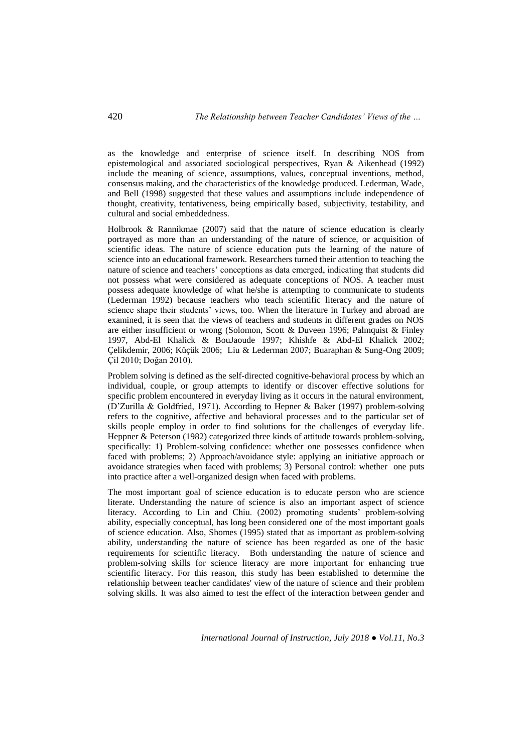as the knowledge and enterprise of science itself. In describing NOS from epistemological and associated sociological perspectives, Ryan & Aikenhead (1992) include the meaning of science, assumptions, values, conceptual inventions, method, consensus making, and the characteristics of the knowledge produced. Lederman, Wade, and Bell (1998) suggested that these values and assumptions include independence of thought, creativity, tentativeness, being empirically based, subjectivity, testability, and cultural and social embeddedness.

Holbrook & Rannikmae (2007) said that the nature of science education is clearly portrayed as more than an understanding of the nature of science, or acquisition of scientific ideas. The nature of science education puts the learning of the nature of science into an educational framework. Researchers turned their attention to teaching the nature of science and teachers' conceptions as data emerged, indicating that students did not possess what were considered as adequate conceptions of NOS. A teacher must possess adequate knowledge of what he/she is attempting to communicate to students (Lederman 1992) because teachers who teach scientific literacy and the nature of science shape their students' views, too. When the literature in Turkey and abroad are examined, it is seen that the views of teachers and students in different grades on NOS are either insufficient or wrong (Solomon, Scott & Duveen 1996; Palmquist & Finley 1997, Abd-El Khalick & BouJaoude 1997; Khishfe & Abd-El Khalick 2002; Çelikdemir, 2006; Küçük 2006; Liu & Lederman 2007; Buaraphan & Sung-Ong 2009; Çil 2010; Doğan 2010).

Problem solving is defined as the self-directed cognitive-behavioral process by which an individual, couple, or group attempts to identify or discover effective solutions for specific problem encountered in everyday living as it occurs in the natural environment, (D'Zurilla & Goldfried, 1971). According to Hepner & Baker (1997) problem-solving refers to the cognitive, affective and behavioral processes and to the particular set of skills people employ in order to find solutions for the challenges of everyday life. Heppner & Peterson (1982) categorized three kinds of attitude towards problem-solving, specifically: 1) Problem-solving confidence: whether one possesses confidence when faced with problems; 2) Approach/avoidance style: applying an initiative approach or avoidance strategies when faced with problems; 3) Personal control: whether one puts into practice after a well-organized design when faced with problems.

The most important goal of science education is to educate person who are science literate. Understanding the nature of science is also an important aspect of science literacy. According to Lin and Chiu. (2002) promoting students' problem-solving ability, especially conceptual, has long been considered one of the most important goals of science education. Also, Shomes (1995) stated that as important as problem-solving ability, understanding the nature of science has been regarded as one of the basic requirements for scientific literacy. Both understanding the nature of science and problem-solving skills for science literacy are more important for enhancing true scientific literacy. For this reason, this study has been established to determine the relationship between teacher candidates' view of the nature of science and their problem solving skills. It was also aimed to test the effect of the interaction between gender and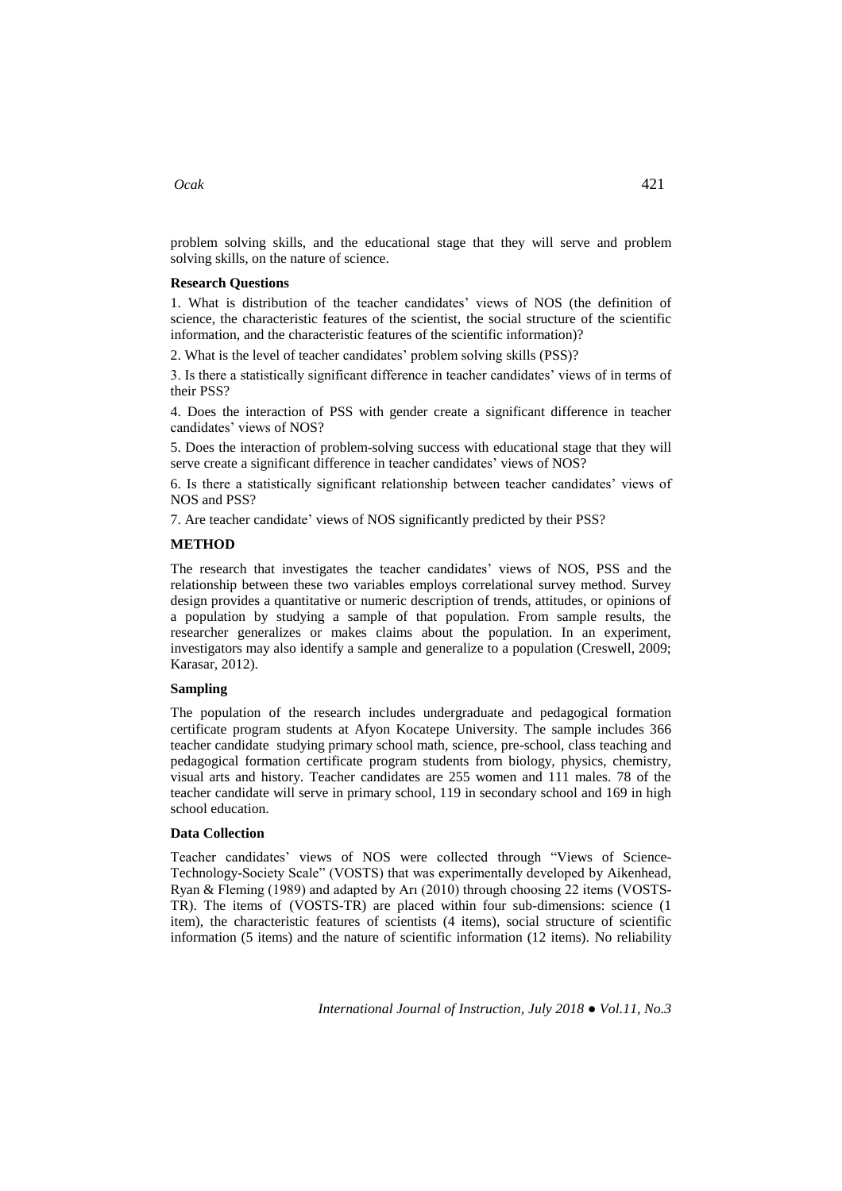problem solving skills, and the educational stage that they will serve and problem solving skills, on the nature of science.

### Research Questions

1. What is distribution of the teacher candidates' views of NOS (the definition of science, the characteristic features of the scientist, the social structure of the scientific information, and the characteristic features of the scientific information)?

2. What is the level of teacher candidates' problem solving skills (PSS)?

3. Is there a statistically significant difference in teacher candidates' views of in terms of their PSS?

4. Does the interaction of PSS with gender create a significant difference in teacher candidates' views of NOS?

5. Does the interaction of problem-solving success with educational stage that they will serve create a significant difference in teacher candidates' views of NOS?

6. Is there a statistically significant relationship between teacher candidates' views of NOS and PSS?

7. Are teacher candidate' views of NOS significantly predicted by their PSS?

## METHOD

The research that investigates the teacher candidates' views of NOS, PSS and the relationship between these two variables employs correlational survey method. Survey design provides a quantitative or numeric description of trends, attitudes, or opinions of a population by studying a sample of that population. From sample results, the researcher generalizes or makes claims about the population. In an experiment, investigators may also identify a sample and generalize to a population (Creswell, 2009; Karasar, 2012).

### Sampling

The population of the research includes undergraduate and pedagogical formation certificate program students at Afyon Kocatepe University. The sample includes 366 teacher candidate studying primary school math, science, pre-school, class teaching and pedagogical formation certificate program students from biology, physics, chemistry, visual arts and history. Teacher candidates are 255 women and 111 males. 78 of the teacher candidate will serve in primary school, 119 in secondary school and 169 in high school education.

### Data Collection

Teacher candidates' views of NOS were collected through "Views of Science-Technology-Society Scale" (VOSTS) that was experimentally developed by Aikenhead, Ryan & Fleming (1989) and adapted by Arı (2010) through choosing 22 items (VOSTS-TR). The items of (VOSTS-TR) are placed within four sub-dimensions: science (1 item), the characteristic features of scientists (4 items), social structure of scientific information (5 items) and the nature of scientific information (12 items). No reliability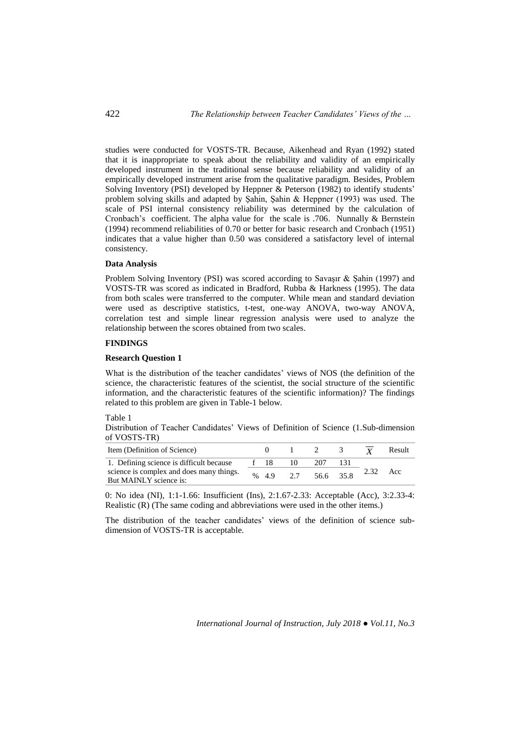studies were conducted for VOSTS-TR. Because, Aikenhead and Ryan (1992) stated that it is inappropriate to speak about the reliability and validity of an empirically developed instrument in the traditional sense because reliability and validity of an empirically developed instrument arise from the qualitative paradigm. Besides, Problem Solving Inventory (PSI) developed by Heppner & Peterson (1982) to identify students' problem solving skills and adapted by Şahin, Şahin & Heppner (1993) was used. The scale of PSI internal consistency reliability was determined by the calculation of Cronbach's coefficient. The alpha value for the scale is .706. Nunnally & Bernstein (1994) recommend reliabilities of 0.70 or better for basic research and Cronbach (1951) indicates that a value higher than 0.50 was considered a satisfactory level of internal consistency.

### Data Analysis

Problem Solving Inventory (PSI) was scored according to Savaşır & Şahin (1997) and VOSTS-TR was scored as indicated in Bradford, Rubba & Harkness (1995). The data from both scales were transferred to the computer. While mean and standard deviation were used as descriptive statistics, t-test, one-way ANOVA, two-way ANOVA, correlation test and simple linear regression analysis were used to analyze the relationship between the scores obtained from two scales.

## FINDINGS

### Research Question 1

What is the distribution of the teacher candidates' views of NOS (the definition of the science, the characteristic features of the scientist, the social structure of the scientific information, and the characteristic features of the scientific information)? The findings related to this problem are given in Table-1 below.

Table 1

Distribution of Teacher Candidates' Views of Definition of Science (1.Sub-dimension of VOSTS-TR)

| Item (Definition of Science) | | 0 | 1 | 2 | 3 | $\overline{X}$ | Result |
|---|---|---|---|---|---|---|---|
| 1. Defining science is difficult because science is complex and does many things. But MAINLY science is: | f | 18 | 10 | 207 | 131 | 2.32 | Acc |
| | % | 4.9 | 2.7 | 56.6 | 35.8 | | |

0: No idea (NI), 1:1-1.66: Insufficient (Ins), 2:1.67-2.33: Acceptable (Acc), 3:2.33-4: Realistic (R) (The same coding and abbreviations were used in the other items.)

The distribution of the teacher candidates' views of the definition of science sub-dimension of VOSTS-TR is acceptable.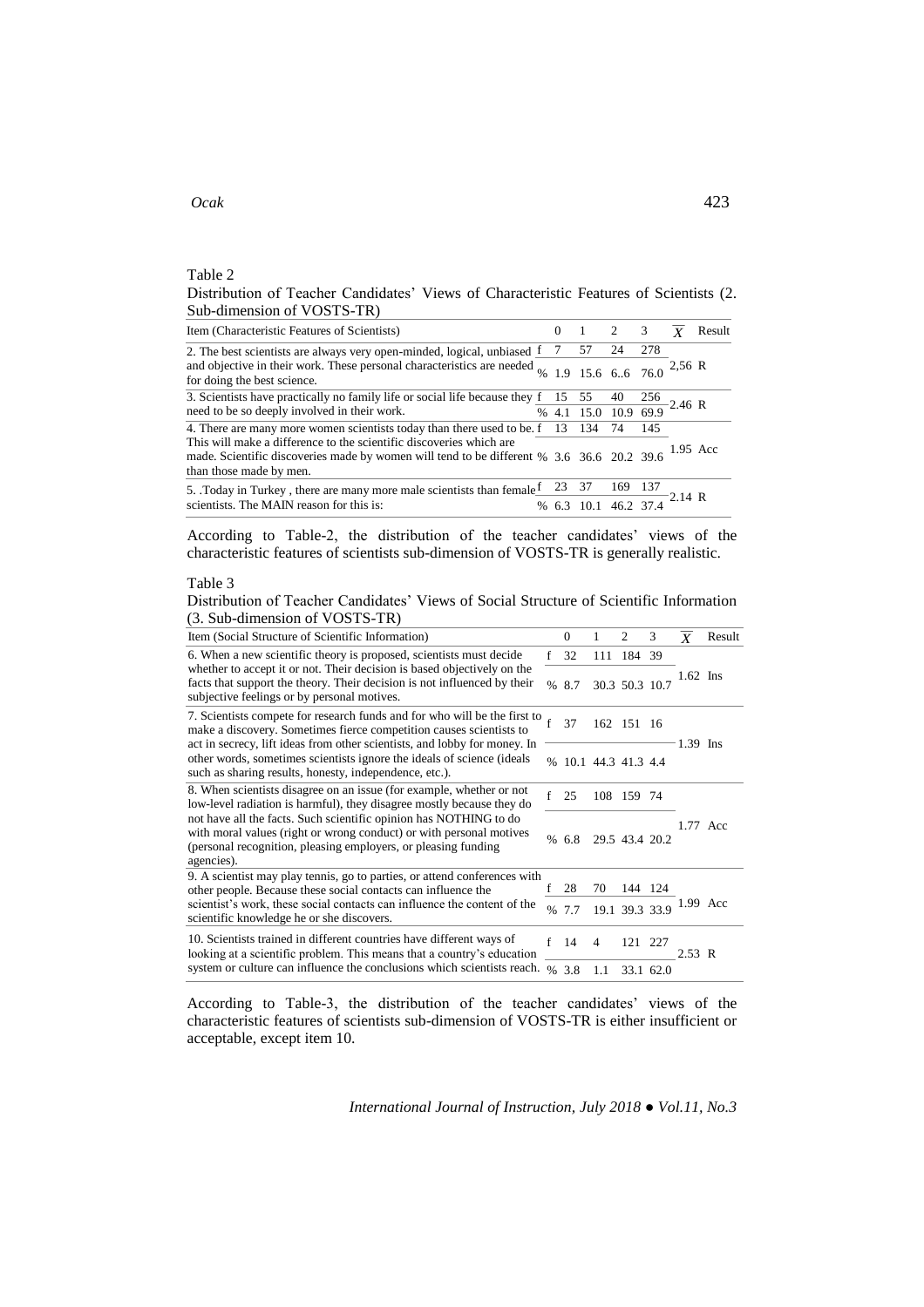Table 2

Distribution of Teacher Candidates' Views of Characteristic Features of Scientists (2. Sub-dimension of VOSTS-TR)

| Item (Characteristic Features of Scientists) | | 0 | 1 | 2 | 3 | $\overline{X}$ | Result |
|---|---|---|---|---|---|---|---|
| 2. The best scientists are always very open-minded, logical, unbiased and objective in their work. These personal characteristics are needed for doing the best science. | f | 7 | 57 | 24 | 278 | 2,56 | R |
| | % | 1.9 | 15.6 | 6..6 | 76.0 | | |
| 3. Scientists have practically no family life or social life because they need to be so deeply involved in their work. | f | 15 | 55 | 40 | 256 | 2.46 | R |
| | % | 4.1 | 15.0 | 10.9 | 69.9 | | |
| 4. There are many more women scientists today than there used to be. This will make a difference to the scientific discoveries which are made. Scientific discoveries made by women will tend to be different than those made by men. | f | 13 | 134 | 74 | 145 | 1.95 | Acc |
| | % | 3.6 | 36.6 | 20.2 | 39.6 | | |
| 5. .Today in Turkey , there are many more male scientists than female scientists. The MAIN reason for this is: | f | 23 | 37 | 169 | 137 | 2.14 | R |
| | % | 6.3 | 10.1 | 46.2 | 37.4 | | |

According to Table-2, the distribution of the teacher candidates' views of the characteristic features of scientists sub-dimension of VOSTS-TR is generally realistic.

Table 3

Distribution of Teacher Candidates' Views of Social Structure of Scientific Information (3. Sub-dimension of VOSTS-TR)

| Item (Social Structure of Scientific Information) | | 0 | 1 | 2 | 3 | $\overline{X}$ | Result |
|---|---|---|---|---|---|---|---|
| 6. When a new scientific theory is proposed, scientists must decide whether to accept it or not. Their decision is based objectively on the facts that support the theory. Their decision is not influenced by their subjective feelings or by personal motives. | f | 32 | 111 | 184 | 39 | 1.62 | Ins |
| | % | 8.7 | 30.3 | 50.3 | 10.7 | | |
| 7. Scientists compete for research funds and for who will be the first to make a discovery. Sometimes fierce competition causes scientists to act in secrecy, lift ideas from other scientists, and lobby for money. In other words, sometimes scientists ignore the ideals of science (ideals such as sharing results, honesty, independence, etc.). | f | 37 | 162 | 151 | 16 | 1.39 | Ins |
| | % | 10.1 | 44.3 | 41.3 | 4.4 | | |
| 8. When scientists disagree on an issue (for example, whether or not low-level radiation is harmful), they disagree mostly because they do not have all the facts. Such scientific opinion has NOTHING to do with moral values (right or wrong conduct) or with personal motives (personal recognition, pleasing employers, or pleasing funding agencies). | f | 25 | 108 | 159 | 74 | 1.77 | Acc |
| | % | 6.8 | 29.5 | 43.4 | 20.2 | | |
| 9. A scientist may play tennis, go to parties, or attend conferences with other people. Because these social contacts can influence the scientist's work, these social contacts can influence the content of the scientific knowledge he or she discovers. | f | 28 | 70 | 144 | 124 | 1.99 | Acc |
| | % | 7.7 | 19.1 | 39.3 | 33.9 | | |
| 10. Scientists trained in different countries have different ways of looking at a scientific problem. This means that a country's education system or culture can influence the conclusions which scientists reach. | f | 14 | 4 | 121 | 227 | 2.53 | R |
| | % | 3.8 | 1.1 | 33.1 | 62.0 | | |

According to Table-3, the distribution of the teacher candidates' views of the characteristic features of scientists sub-dimension of VOSTS-TR is either insufficient or acceptable, except item 10.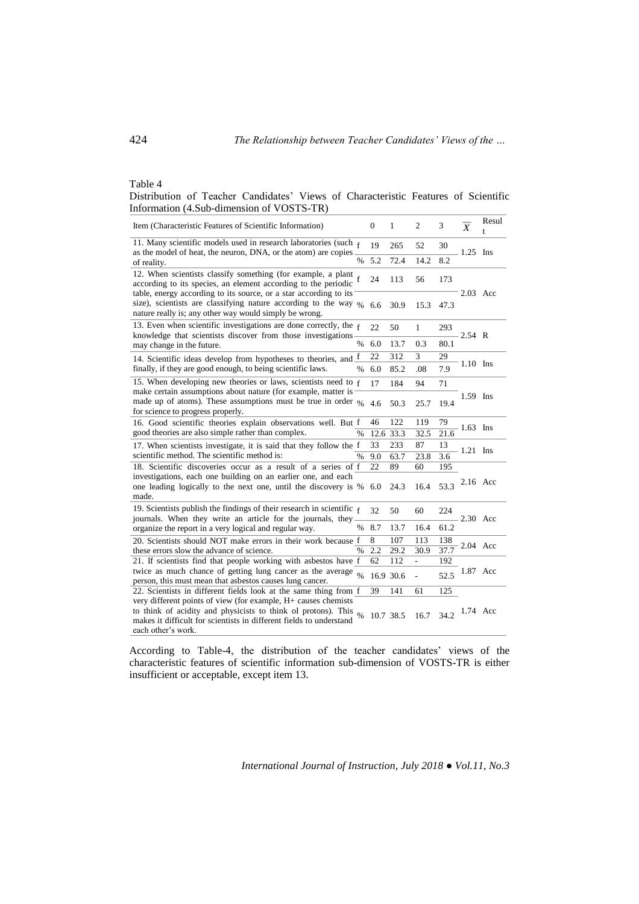Table 4

Distribution of Teacher Candidates' Views of Characteristic Features of Scientific Information (4.Sub-dimension of VOSTS-TR)

| Item (Characteristic Features of Scientific Information) | | 0 | 1 | 2 | 3 | $\overline{X}$ | Result |
|---|---|---|---|---|---|---|---|
| 11. Many scientific models used in research laboratories (such as the model of heat, the neuron, DNA, or the atom) are copies of reality. | f | 19 | 265 | 52 | 30 | 1.25 | Ins |
| | % | 5.2 | 72.4 | 14.2 | 8.2 | | |
| 12. When scientists classify something (for example, a plant according to its species, an element according to the periodic table, energy according to its source, or a star according to its size), scientists are classifying nature according to the way nature really is; any other way would simply be wrong. | f | 24 | 113 | 56 | 173 | 2.03 | Acc |
| | % | 6.6 | 30.9 | 15.3 | 47.3 | | |
| 13. Even when scientific investigations are done correctly, the knowledge that scientists discover from those investigations may change in the future. | f | 22 | 50 | 1 | 293 | 2.54 | R |
| | % | 6.0 | 13.7 | 0.3 | 80.1 | | |
| 14. Scientific ideas develop from hypotheses to theories, and finally, if they are good enough, to being scientific laws. | f | 22 | 312 | 3 | 29 | 1.10 | Ins |
| | % | 6.0 | 85.2 | .08 | 7.9 | | |
| 15. When developing new theories or laws, scientists need to make certain assumptions about nature (for example, matter is made up of atoms). These assumptions must be true in order for science to progress properly. | f | 17 | 184 | 94 | 71 | 1.59 | Ins |
| | % | 4.6 | 50.3 | 25.7 | 19.4 | | |
| 16. Good scientific theories explain observations well. But good theories are also simple rather than complex. | f | 46 | 122 | 119 | 79 | 1.63 | Ins |
| | % | 12.6 | 33.3 | 32.5 | 21.6 | | |
| 17. When scientists investigate, it is said that they follow the scientific method. The scientific method is: | f | 33 | 233 | 87 | 13 | 1.21 | Ins |
| | % | 9.0 | 63.7 | 23.8 | 3.6 | | |
| 18. Scientific discoveries occur as a result of a series of investigations, each one building on an earlier one, and each one leading logically to the next one, until the discovery is made. | f | 22 | 89 | 60 | 195 | 2.16 | Acc |
| | % | 6.0 | 24.3 | 16.4 | 53.3 | | |
| 19. Scientists publish the findings of their research in scientific journals. When they write an article for the journals, they organize the report in a very logical and regular way. | f | 32 | 50 | 60 | 224 | 2.30 | Acc |
| | % | 8.7 | 13.7 | 16.4 | 61.2 | | |
| 20. Scientists should NOT make errors in their work because these errors slow the advance of science. | f | 8 | 107 | 113 | 138 | 2.04 | Acc |
| | % | 2.2 | 29.2 | 30.9 | 37.7 | | |
| 21. If scientists find that people working with asbestos have twice as much chance of getting lung cancer as the average person, this must mean that asbestos causes lung cancer. | f | 62 | 112 | - | 192 | 1.87 | Acc |
| | % | 16.9 | 30.6 | - | 52.5 | | |
| 22. Scientists in different fields look at the same thing from very different points of view (for example, H+ causes chemists to think of acidity and physicists to think oI protons). This makes it difficult for scientists in different fields to understand each other's work. | f | 39 | 141 | 61 | 125 | 1.74 | Acc |
| | % | 10.7 | 38.5 | 16.7 | 34.2 | | |

According to Table-4, the distribution of the teacher candidates' views of the characteristic features of scientific information sub-dimension of VOSTS-TR is either insufficient or acceptable, except item 13.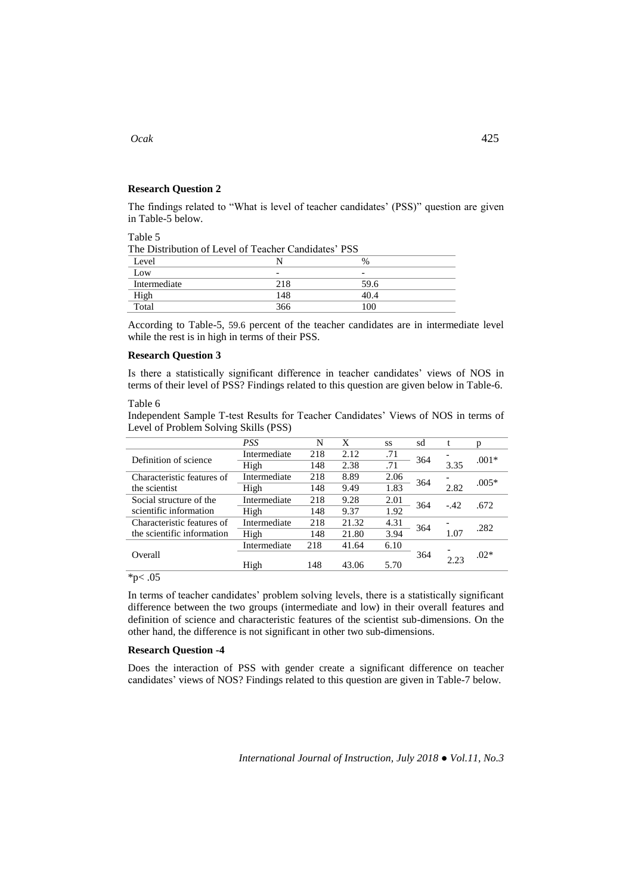**Research Question 2**

The findings related to "What is level of teacher candidates' (PSS)" question are given in Table-5 below.

Table 5

The Distribution of Level of Teacher Candidates' PSS

| Level | N | % |
|---|---|---|
| Low | - | - |
| Intermediate | 218 | 59.6 |
| High | 148 | 40.4 |
| Total | 366 | 100 |

According to Table-5, 59.6 percent of the teacher candidates are in intermediate level while the rest is in high in terms of their PSS.

**Research Question 3**

Is there a statistically significant difference in teacher candidates' views of NOS in terms of their level of PSS? Findings related to this question are given below in Table-6.

Table 6

Independent Sample T-test Results for Teacher Candidates' Views of NOS in terms of Level of Problem Solving Skills (PSS)

| | *PSS* | N | X | ss | sd | t | p |
|---|---|---|---|---|---|---|---|
| Definition of science | Intermediate | 218 | 2.12 | .71 | 364 | -3.35 | .001* |
| | High | 148 | 2.38 | .71 | | | |
| Characteristic features of the scientist | Intermediate | 218 | 8.89 | 2.06 | 364 | -2.82 | .005* |
| | High | 148 | 9.49 | 1.83 | | | |
| Social structure of the scientific information | Intermediate | 218 | 9.28 | 2.01 | 364 | -.42 | .672 |
| | High | 148 | 9.37 | 1.92 | | | |
| Characteristic features of the scientific information | Intermediate | 218 | 21.32 | 4.31 | 364 | -1.07 | .282 |
| | High | 148 | 21.80 | 3.94 | | | |
| Overall | Intermediate | 218 | 41.64 | 6.10 | 364 | -2.23 | .02* |
| | High | 148 | 43.06 | 5.70 | | | |

*p< .05

In terms of teacher candidates' problem solving levels, there is a statistically significant difference between the two groups (intermediate and low) in their overall features and definition of science and characteristic features of the scientist sub-dimensions. On the other hand, the difference is not significant in other two sub-dimensions.

**Research Question -4**

Does the interaction of PSS with gender create a significant difference on teacher candidates' views of NOS? Findings related to this question are given in Table-7 below.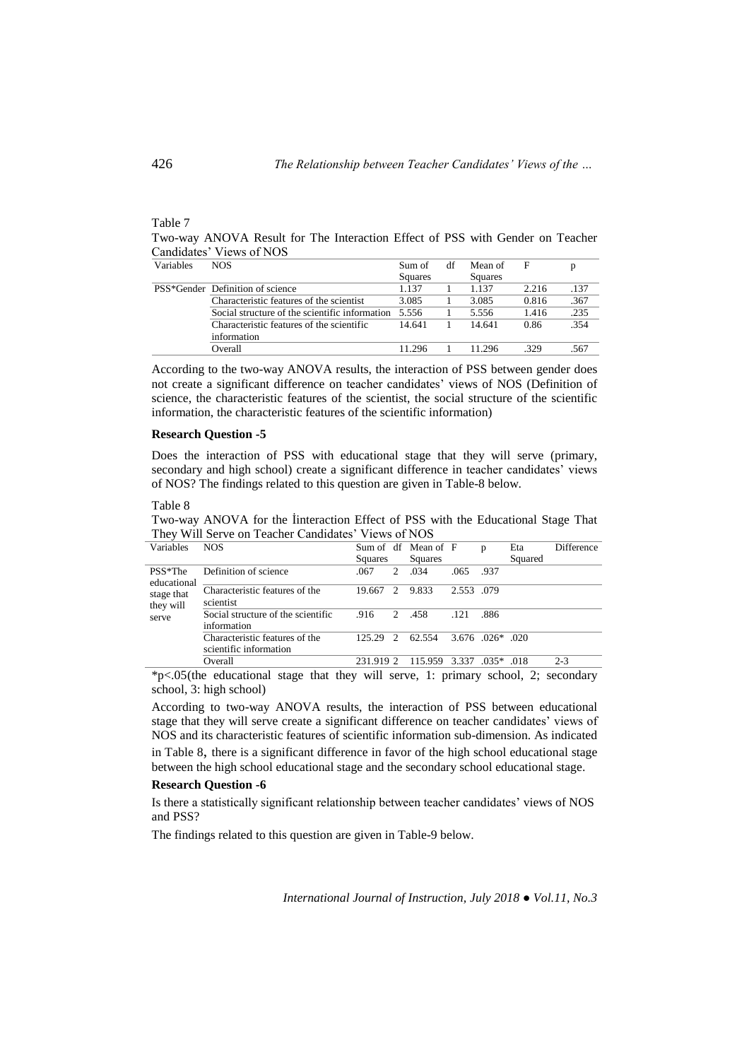Table 7

Two-way ANOVA Result for The Interaction Effect of PSS with Gender on Teacher Candidates' Views of NOS

| Variables | NOS | Sum of Squares | df | Mean of Squares | F | p |
|---|---|---|---|---|---|---|
| PSS*Gender | Definition of science | 1.137 | 1 | 1.137 | 2.216 | .137 |
| | Characteristic features of the scientist | 3.085 | 1 | 3.085 | 0.816 | .367 |
| | Social structure of the scientific information | 5.556 | 1 | 5.556 | 1.416 | .235 |
| | Characteristic features of the scientific information | 14.641 | 1 | 14.641 | 0.86 | .354 |
| | Overall | 11.296 | 1 | 11.296 | .329 | .567 |

According to the two-way ANOVA results, the interaction of PSS between gender does not create a significant difference on teacher candidates' views of NOS (Definition of science, the characteristic features of the scientist, the social structure of the scientific information, the characteristic features of the scientific information)

**Research Question -5**

Does the interaction of PSS with educational stage that they will serve (primary, secondary and high school) create a significant difference in teacher candidates' views of NOS? The findings related to this question are given in Table-8 below.

Table 8

Two-way ANOVA for the İinteraction Effect of PSS with the Educational Stage That They Will Serve on Teacher Candidates' Views of NOS

| Variables | NOS | Sum of Squares | df | Mean of Squares | F | p | Eta Squared | Difference |
|---|---|---|---|---|---|---|---|---|
| PSS*The educational stage that they will serve | Definition of science | .067 | 2 | .034 | .065 | .937 | | |
| | Characteristic features of the scientist | 19.667 | 2 | 9.833 | 2.553 | .079 | | |
| | Social structure of the scientific information | .916 | 2 | .458 | .121 | .886 | | |
| | Characteristic features of the scientific information | 125.29 | 2 | 62.554 | 3.676 | .026* | .020 | |
| | Overall | 231.919 | 2 | 115.959 | 3.337 | .035* | .018 | 2-3 |

*p<.05(the educational stage that they will serve, 1: primary school, 2; secondary school, 3: high school)

According to two-way ANOVA results, the interaction of PSS between educational stage that they will serve create a significant difference on teacher candidates' views of NOS and its characteristic features of scientific information sub-dimension. As indicated in Table 8, there is a significant difference in favor of the high school educational stage between the high school educational stage and the secondary school educational stage.

**Research Question -6**

Is there a statistically significant relationship between teacher candidates' views of NOS and PSS?

The findings related to this question are given in Table-9 below.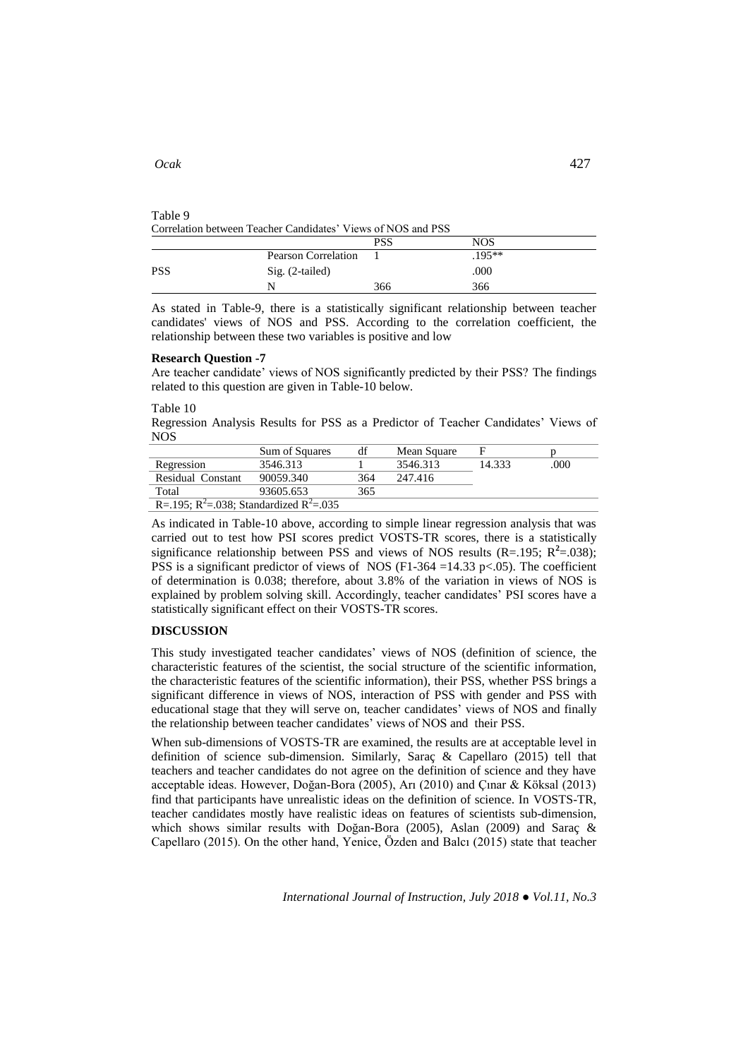Table 9

Correlation between Teacher Candidates' Views of NOS and PSS

| | | PSS | NOS |
|---|---|---|---|
| | Pearson Correlation | 1 | .195** |
| PSS | Sig. (2-tailed) | | .000 |
| | N | 366 | 366 |

As stated in Table-9, there is a statistically significant relationship between teacher candidates' views of NOS and PSS. According to the correlation coefficient, the relationship between these two variables is positive and low

**Research Question -7**

Are teacher candidate' views of NOS significantly predicted by their PSS? The findings related to this question are given in Table-10 below.

Table 10

Regression Analysis Results for PSS as a Predictor of Teacher Candidates' Views of NOS

| | Sum of Squares | df | Mean Square | F | p |
|---|---|---|---|---|---|
| Regression | 3546.313 | 1 | 3546.313 | 14.333 | .000 |
| Residual Constant | 90059.340 | 364 | 247.416 | | |
| Total | 93605.653 | 365 | | | |
| R=.195; $R^2$=.038; Standardized $R^2$=.035 | | | | | |

As indicated in Table-10 above, according to simple linear regression analysis that was carried out to test how PSI scores predict VOSTS-TR scores, there is a statistically significance relationship between PSS and views of NOS results (R=.195; $R^2$=.038); PSS is a significant predictor of views of NOS ($F_{1\text{-}364}$ =14.33 $p<.05$). The coefficient of determination is 0.038; therefore, about 3.8% of the variation in views of NOS is explained by problem solving skill. Accordingly, teacher candidates' PSI scores have a statistically significant effect on their VOSTS-TR scores.

## DISCUSSION

This study investigated teacher candidates' views of NOS (definition of science, the characteristic features of the scientist, the social structure of the scientific information, the characteristic features of the scientific information), their PSS, whether PSS brings a significant difference in views of NOS, interaction of PSS with gender and PSS with educational stage that they will serve on, teacher candidates' views of NOS and finally the relationship between teacher candidates' views of NOS and their PSS.

When sub-dimensions of VOSTS-TR are examined, the results are at acceptable level in definition of science sub-dimension. Similarly, Saraç & Capellaro (2015) tell that teachers and teacher candidates do not agree on the definition of science and they have acceptable ideas. However, Doğan-Bora (2005), Arı (2010) and Çınar & Köksal (2013) find that participants have unrealistic ideas on the definition of science. In VOSTS-TR, teacher candidates mostly have realistic ideas on features of scientists sub-dimension, which shows similar results with Doğan-Bora (2005), Aslan (2009) and Saraç & Capellaro (2015). On the other hand, Yenice, Özden and Balcı (2015) state that teacher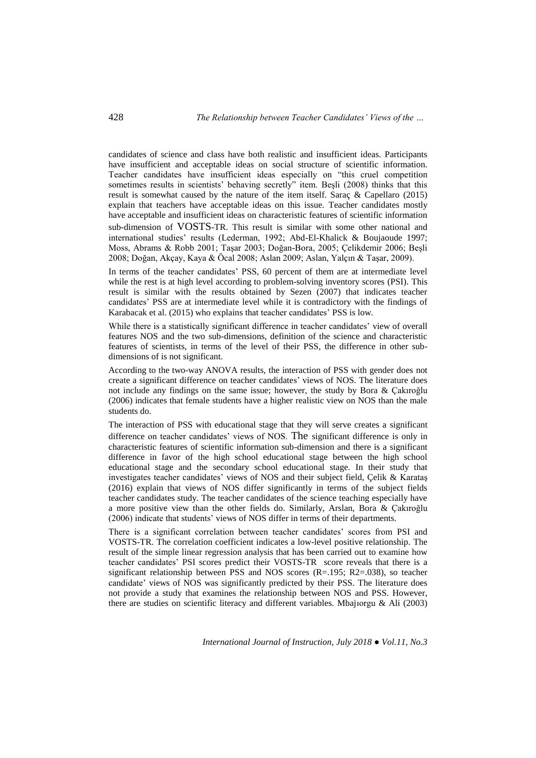candidates of science and class have both realistic and insufficient ideas. Participants have insufficient and acceptable ideas on social structure of scientific information. Teacher candidates have insufficient ideas especially on "this cruel competition sometimes results in scientists' behaving secretly" item. Beşli (2008) thinks that this result is somewhat caused by the nature of the item itself. Saraç & Capellaro (2015) explain that teachers have acceptable ideas on this issue. Teacher candidates mostly have acceptable and insufficient ideas on characteristic features of scientific information sub-dimension of VOSTS-TR. This result is similar with some other national and international studies' results (Lederman, 1992; Abd-El-Khalick & Boujaoude 1997; Moss, Abrams & Robb 2001; Taşar 2003; Doğan-Bora, 2005; Çelikdemir 2006; Beşli 2008; Doğan, Akçay, Kaya & Öcal 2008; Aslan 2009; Aslan, Yalçın & Taşar, 2009).

In terms of the teacher candidates' PSS, 60 percent of them are at intermediate level while the rest is at high level according to problem-solving inventory scores (PSI). This result is similar with the results obtained by Sezen (2007) that indicates teacher candidates' PSS are at intermediate level while it is contradictory with the findings of Karabacak et al. (2015) who explains that teacher candidates' PSS is low.

While there is a statistically significant difference in teacher candidates' view of overall features NOS and the two sub-dimensions, definition of the science and characteristic features of scientists, in terms of the level of their PSS, the difference in other sub-dimensions of is not significant.

According to the two-way ANOVA results, the interaction of PSS with gender does not create a significant difference on teacher candidates' views of NOS. The literature does not include any findings on the same issue; however, the study by Bora & Çakıroğlu (2006) indicates that female students have a higher realistic view on NOS than the male students do.

The interaction of PSS with educational stage that they will serve creates a significant difference on teacher candidates' views of NOS. The significant difference is only in characteristic features of scientific information sub-dimension and there is a significant difference in favor of the high school educational stage between the high school educational stage and the secondary school educational stage. In their study that investigates teacher candidates' views of NOS and their subject field, Çelik & Karataş (2016) explain that views of NOS differ significantly in terms of the subject fields teacher candidates study. The teacher candidates of the science teaching especially have a more positive view than the other fields do. Similarly, Arslan, Bora & Çakıroğlu (2006) indicate that students' views of NOS differ in terms of their departments.

There is a significant correlation between teacher candidates' scores from PSI and VOSTS-TR. The correlation coefficient indicates a low-level positive relationship. The result of the simple linear regression analysis that has been carried out to examine how teacher candidates' PSI scores predict their VOSTS-TR score reveals that there is a significant relationship between PSS and NOS scores ($R=.195$; $R^2=.038$), so teacher candidate' views of NOS was significantly predicted by their PSS. The literature does not provide a study that examines the relationship between NOS and PSS. However, there are studies on scientific literacy and different variables. Mbajıorgu & Ali (2003)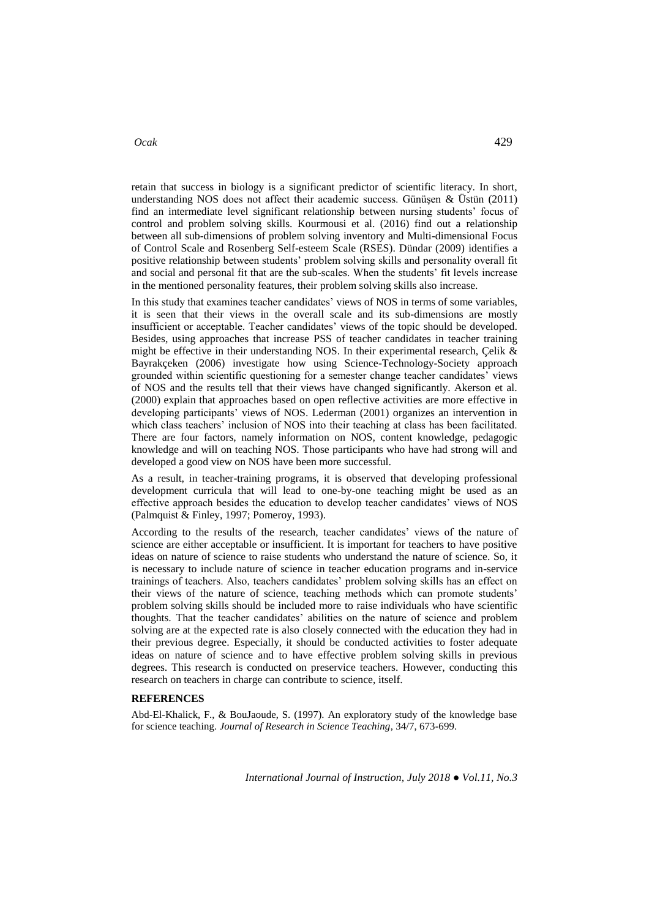retain that success in biology is a significant predictor of scientific literacy. In short, understanding NOS does not affect their academic success. Günüşen & Üstün (2011) find an intermediate level significant relationship between nursing students' focus of control and problem solving skills. Kourmousi et al. (2016) find out a relationship between all sub-dimensions of problem solving inventory and Multi-dimensional Focus of Control Scale and Rosenberg Self-esteem Scale (RSES). Dündar (2009) identifies a positive relationship between students' problem solving skills and personality overall fit and social and personal fit that are the sub-scales. When the students' fit levels increase in the mentioned personality features, their problem solving skills also increase.

In this study that examines teacher candidates' views of NOS in terms of some variables, it is seen that their views in the overall scale and its sub-dimensions are mostly insufficient or acceptable. Teacher candidates' views of the topic should be developed. Besides, using approaches that increase PSS of teacher candidates in teacher training might be effective in their understanding NOS. In their experimental research, Çelik & Bayrakçeken (2006) investigate how using Science-Technology-Society approach grounded within scientific questioning for a semester change teacher candidates' views of NOS and the results tell that their views have changed significantly. Akerson et al. (2000) explain that approaches based on open reflective activities are more effective in developing participants' views of NOS. Lederman (2001) organizes an intervention in which class teachers' inclusion of NOS into their teaching at class has been facilitated. There are four factors, namely information on NOS, content knowledge, pedagogic knowledge and will on teaching NOS. Those participants who have had strong will and developed a good view on NOS have been more successful.

As a result, in teacher-training programs, it is observed that developing professional development curricula that will lead to one-by-one teaching might be used as an effective approach besides the education to develop teacher candidates' views of NOS (Palmquist & Finley, 1997; Pomeroy, 1993).

According to the results of the research, teacher candidates' views of the nature of science are either acceptable or insufficient. It is important for teachers to have positive ideas on nature of science to raise students who understand the nature of science. So, it is necessary to include nature of science in teacher education programs and in-service trainings of teachers. Also, teachers candidates' problem solving skills has an effect on their views of the nature of science, teaching methods which can promote students' problem solving skills should be included more to raise individuals who have scientific thoughts. That the teacher candidates' abilities on the nature of science and problem solving are at the expected rate is also closely connected with the education they had in their previous degree. Especially, it should be conducted activities to foster adequate ideas on nature of science and to have effective problem solving skills in previous degrees. This research is conducted on preservice teachers. However, conducting this research on teachers in charge can contribute to science, itself.

## REFERENCES

Abd-El-Khalick, F., & BouJaoude, S. (1997). An exploratory study of the knowledge base for science teaching. *Journal of Research in Science Teaching*, 34/7, 673-699.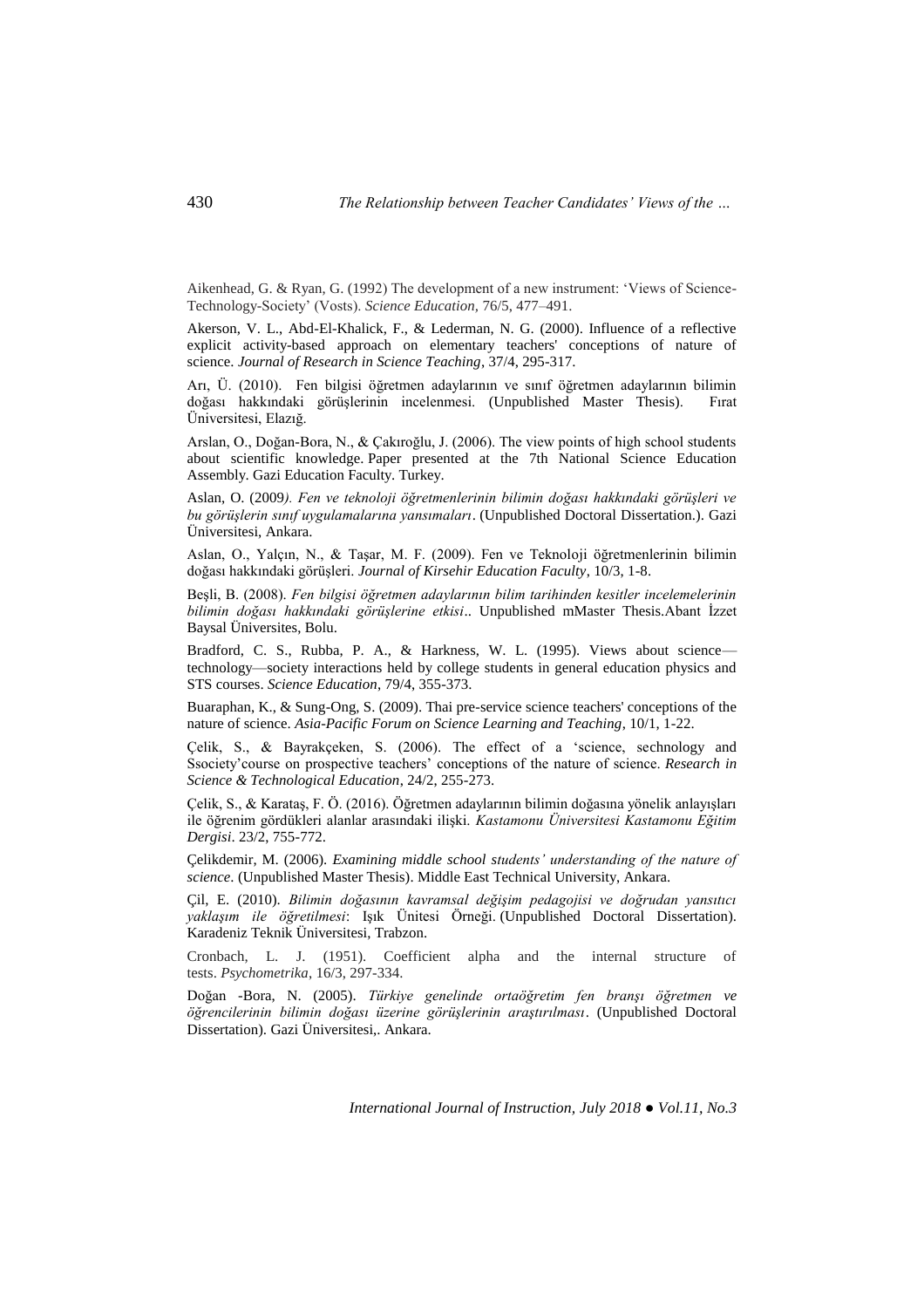Aikenhead, G. & Ryan, G. (1992) The development of a new instrument: 'Views of Science-Technology-Society' (Vosts). *Science Education*, 76/5, 477–491.

Akerson, V. L., Abd-El-Khalick, F., & Lederman, N. G. (2000). Influence of a reflective explicit activity-based approach on elementary teachers' conceptions of nature of science. *Journal of Research in Science Teaching*, 37/4, 295-317.

Arı, Ü. (2010). Fen bilgisi öğretmen adaylarının ve sınıf öğretmen adaylarının bilimin doğası hakkındaki görüşlerinin incelenmesi. (Unpublished Master Thesis). Fırat Üniversitesi, Elazığ.

Arslan, O., Doğan-Bora, N., & Çakıroğlu, J. (2006). The view points of high school students about scientific knowledge. Paper presented at the 7th National Science Education Assembly. Gazi Education Faculty. Turkey.

Aslan, O. (2009*). Fen ve teknoloji öğretmenlerinin bilimin doğası hakkındaki görüşleri ve bu görüşlerin sınıf uygulamalarına yansımaları*. (Unpublished Doctoral Dissertation.). Gazi Üniversitesi, Ankara.

Aslan, O., Yalçın, N., & Taşar, M. F. (2009). Fen ve Teknoloji öğretmenlerinin bilimin doğası hakkındaki görüşleri. *Journal of Kirsehir Education Faculty*, 10/3, 1-8.

Beşli, B. (2008). *Fen bilgisi öğretmen adaylarının bilim tarihinden kesitler incelemelerinin bilimin doğası hakkındaki görüşlerine etkisi*.. Unpublished mMaster Thesis.Abant İzzet Baysal Üniversites, Bolu.

Bradford, C. S., Rubba, P. A., & Harkness, W. L. (1995). Views about science—technology—society interactions held by college students in general education physics and STS courses. *Science Education*, 79/4, 355-373.

Buaraphan, K., & Sung-Ong, S. (2009). Thai pre-service science teachers' conceptions of the nature of science. *Asia-Pacific Forum on Science Learning and Teaching*, 10/1, 1-22.

Çelik, S., & Bayrakçeken, S. (2006). The effect of a 'science, sechnology and Ssociety'course on prospective teachers' conceptions of the nature of science. *Research in Science & Technological Education*, 24/2, 255-273.

Çelik, S., & Karataş, F. Ö. (2016). Öğretmen adaylarının bilimin doğasına yönelik anlayışları ile öğrenim gördükleri alanlar arasındaki ilişki. *Kastamonu Üniversitesi Kastamonu Eğitim Dergisi*. 23/2, 755-772.

Çelikdemir, M. (2006). *Examining middle school students' understanding of the nature of science*. (Unpublished Master Thesis). Middle East Technical University, Ankara.

Çil, E. (2010). *Bilimin doğasının kavramsal değişim pedagojisi ve doğrudan yansıtıcı yaklaşım ile öğretilmesi*: Işık Ünitesi Örneği. (Unpublished Doctoral Dissertation). Karadeniz Teknik Üniversitesi, Trabzon.

Cronbach, L. J. (1951). Coefficient alpha and the internal structure of tests. *Psychometrika*, 16/3, 297-334.

Doğan -Bora, N. (2005). *Türkiye genelinde ortaöğretim fen branşı öğretmen ve öğrencilerinin bilimin doğası üzerine görüşlerinin araştırılması*. (Unpublished Doctoral Dissertation). Gazi Üniversitesi,. Ankara.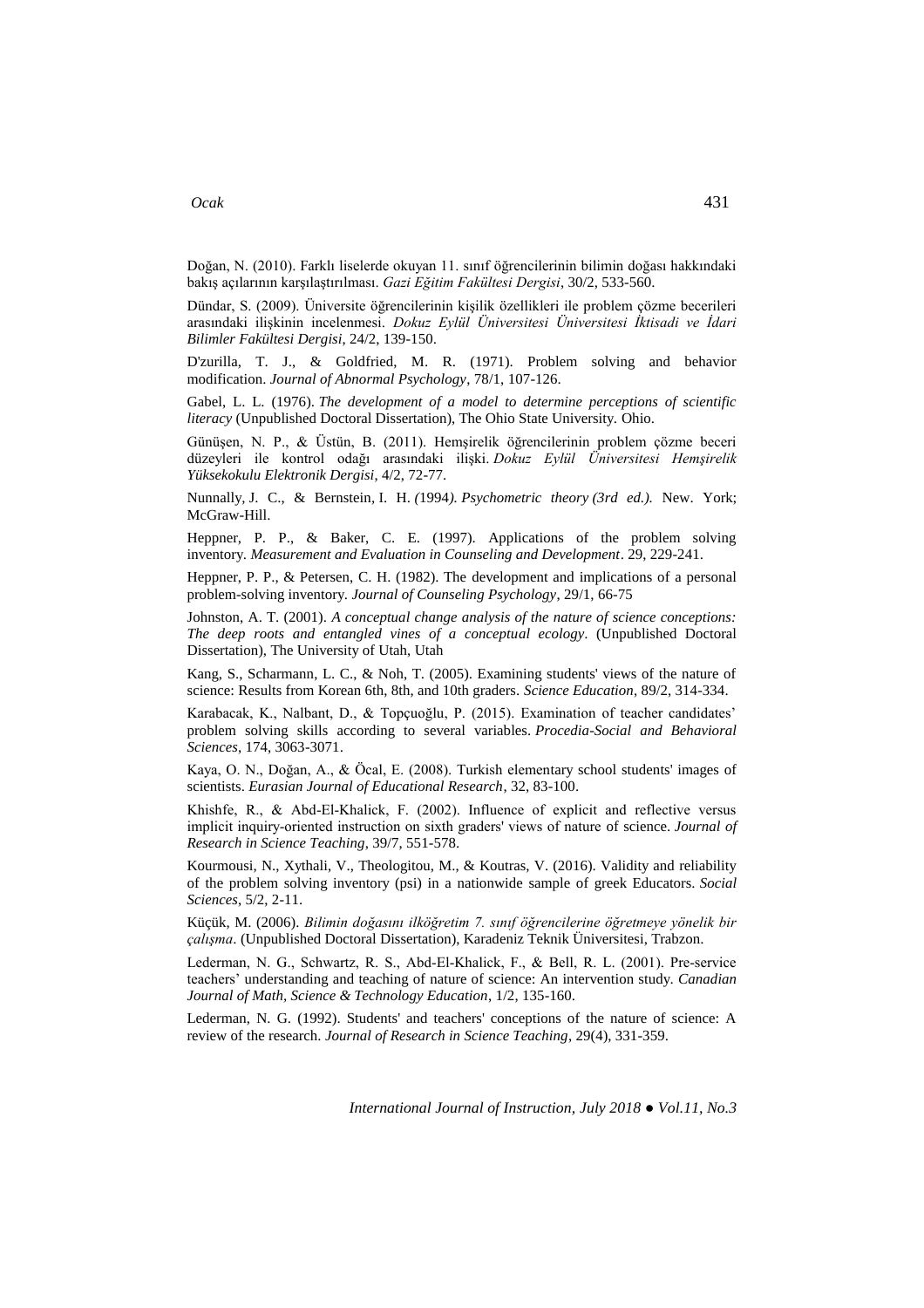Doğan, N. (2010). Farklı liselerde okuyan 11. sınıf öğrencilerinin bilimin doğası hakkındaki bakış açılarının karşılaştırılması. *Gazi Eğitim Fakültesi Dergisi*, 30/2, 533-560.

Dündar, S. (2009). Üniversite öğrencilerinin kişilik özellikleri ile problem çözme becerileri arasındaki ilişkinin incelenmesi. *Dokuz Eylül Üniversitesi Üniversitesi İktisadi ve İdari Bilimler Fakültesi Dergisi*, 24/2, 139-150.

D'zurilla, T. J., & Goldfried, M. R. (1971). Problem solving and behavior modification. *Journal of Abnormal Psychology*, 78/1, 107-126.

Gabel, L. L. (1976). *The development of a model to determine perceptions of scientific literacy* (Unpublished Doctoral Dissertation), The Ohio State University. Ohio.

Günüşen, N. P., & Üstün, B. (2011). Hemşirelik öğrencilerinin problem çözme beceri düzeyleri ile kontrol odağı arasındaki ilişki. *Dokuz Eylül Üniversitesi Hemşirelik Yüksekokulu Elektronik Dergisi*, 4/2, 72-77.

Nunnally, J. C., & Bernstein, I. H. *(*1994*). Psychometric theory (3rd ed.).* New. York; McGraw-Hill.

Heppner, P. P., & Baker, C. E. (1997). Applications of the problem solving inventory. *Measurement and Evaluation in Counseling and Development*. 29, 229-241.

Heppner, P. P., & Petersen, C. H. (1982). The development and implications of a personal problem-solving inventory. *Journal of Counseling Psychology*, 29/1, 66-75

Johnston, A. T. (2001). *A conceptual change analysis of the nature of science conceptions: The deep roots and entangled vines of a conceptual ecology*. (Unpublished Doctoral Dissertation), The University of Utah, Utah

Kang, S., Scharmann, L. C., & Noh, T. (2005). Examining students' views of the nature of science: Results from Korean 6th, 8th, and 10th graders. *Science Education*, 89/2, 314-334.

Karabacak, K., Nalbant, D., & Topçuoğlu, P. (2015). Examination of teacher candidates' problem solving skills according to several variables. *Procedia-Social and Behavioral Sciences*, 174, 3063-3071.

Kaya, O. N., Doğan, A., & Öcal, E. (2008). Turkish elementary school students' images of scientists. *Eurasian Journal of Educational Research*, 32, 83-100.

Khishfe, R., & Abd-El-Khalick, F. (2002). Influence of explicit and reflective versus implicit inquiry-oriented instruction on sixth graders' views of nature of science. *Journal of Research in Science Teaching*, 39/7, 551-578.

Kourmousi, N., Xythali, V., Theologitou, M., & Koutras, V. (2016). Validity and reliability of the problem solving inventory (psi) in a nationwide sample of greek Educators. *Social Sciences*, 5/2, 2-11.

Küçük, M. (2006). *Bilimin doğasını ilköğretim 7. sınıf öğrencilerine öğretmeye yönelik bir çalışma*. (Unpublished Doctoral Dissertation), Karadeniz Teknik Üniversitesi, Trabzon.

Lederman, N. G., Schwartz, R. S., Abd-El-Khalick, F., & Bell, R. L. (2001). Pre-service teachers' understanding and teaching of nature of science: An intervention study. *Canadian Journal of Math, Science & Technology Education*, 1/2, 135-160.

Lederman, N. G. (1992). Students' and teachers' conceptions of the nature of science: A review of the research. *Journal of Research in Science Teaching*, 29(4), 331-359.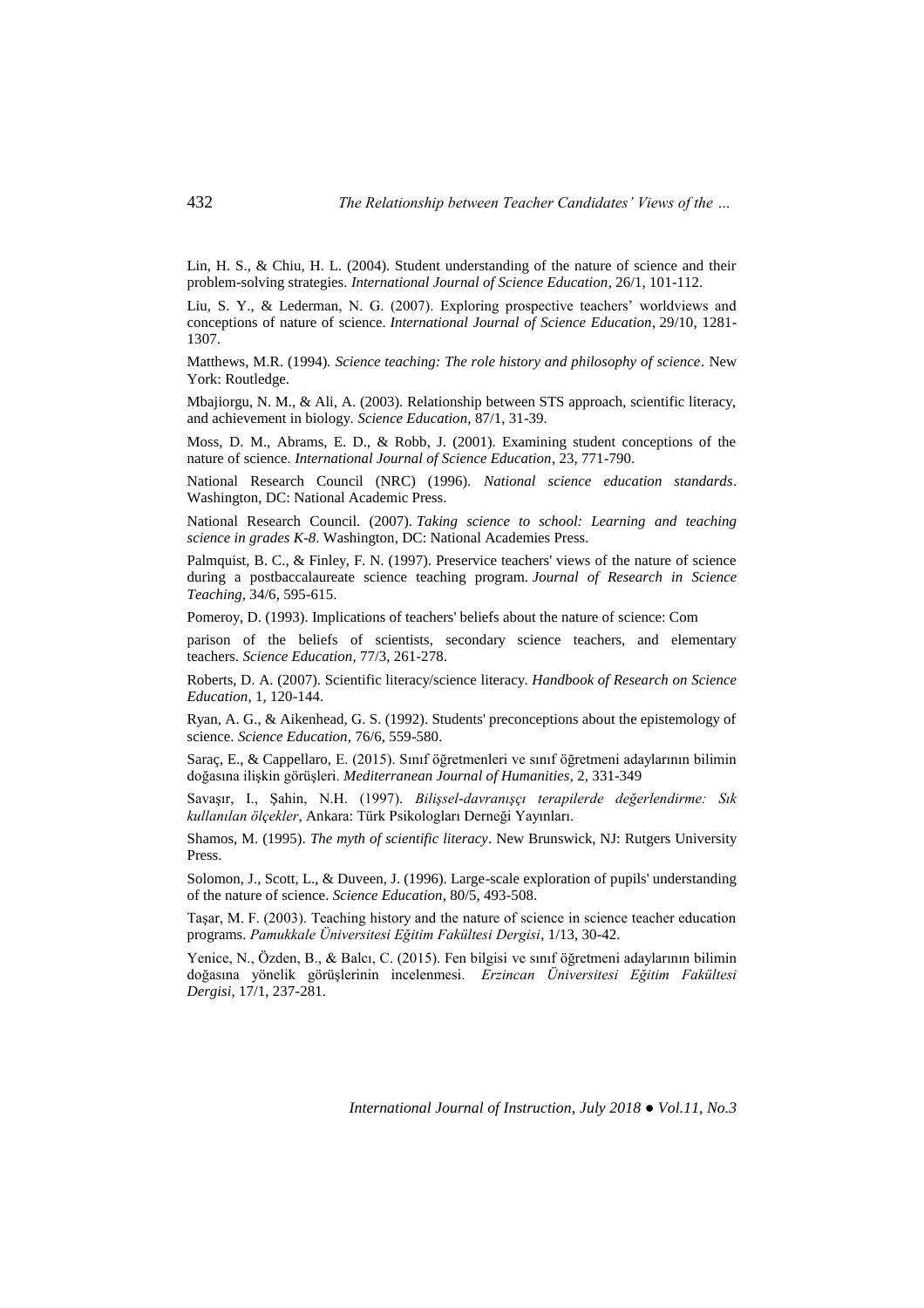Lin, H. S., & Chiu, H. L. (2004). Student understanding of the nature of science and their problem-solving strategies. *International Journal of Science Education*, 26/1, 101-112.

Liu, S. Y., & Lederman, N. G. (2007). Exploring prospective teachers' worldviews and conceptions of nature of science. *International Journal of Science Education*, 29/10, 1281-1307.

Matthews, M.R. (1994). *Science teaching: The role history and philosophy of science*. New York: Routledge.

Mbajiorgu, N. M., & Ali, A. (2003). Relationship between STS approach, scientific literacy, and achievement in biology. *Science Education*, 87/1, 31-39.

Moss, D. M., Abrams, E. D., & Robb, J. (2001). Examining student conceptions of the nature of science. *International Journal of Science Education*, 23, 771-790.

National Research Council (NRC) (1996). *National science education standards*. Washington, DC: National Academic Press.

National Research Council. (2007). *Taking science to school: Learning and teaching science in grades K-8*. Washington, DC: National Academies Press.

Palmquist, B. C., & Finley, F. N. (1997). Preservice teachers' views of the nature of science during a postbaccalaureate science teaching program. *Journal of Research in Science Teaching*, 34/6, 595-615.

Pomeroy, D. (1993). Implications of teachers' beliefs about the nature of science: Com

parison of the beliefs of scientists, secondary science teachers, and elementary teachers. *Science Education*, 77/3, 261-278.

Roberts, D. A. (2007). Scientific literacy/science literacy. *Handbook of Research on Science Education*, 1, 120-144.

Ryan, A. G., & Aikenhead, G. S. (1992). Students' preconceptions about the epistemology of science. *Science Education*, 76/6, 559-580.

Saraç, E., & Cappellaro, E. (2015). Sınıf öğretmenleri ve sınıf öğretmeni adaylarının bilimin doğasına ilişkin görüşleri. *Mediterranean Journal of Humanities*, 2, 331-349

Savaşır, I., Şahin, N.H. (1997). *Bilişsel-davranışçı terapilerde değerlendirme: Sık kullanılan ölçekler*, Ankara: Türk Psikologları Derneği Yayınları.

Shamos, M. (1995). *The myth of scientific literacy*. New Brunswick, NJ: Rutgers University Press.

Solomon, J., Scott, L., & Duveen, J. (1996). Large-scale exploration of pupils' understanding of the nature of science. *Science Education*, 80/5, 493-508.

Taşar, M. F. (2003). Teaching history and the nature of science in science teacher education programs. *Pamukkale Üniversitesi Eğitim Fakültesi Dergisi*, 1/13, 30-42.

Yenice, N., Özden, B., & Balcı, C. (2015). Fen bilgisi ve sınıf öğretmeni adaylarının bilimin doğasına yönelik görüşlerinin incelenmesi. *Erzincan Üniversitesi Eğitim Fakültesi Dergisi*, 17/1, 237-281.